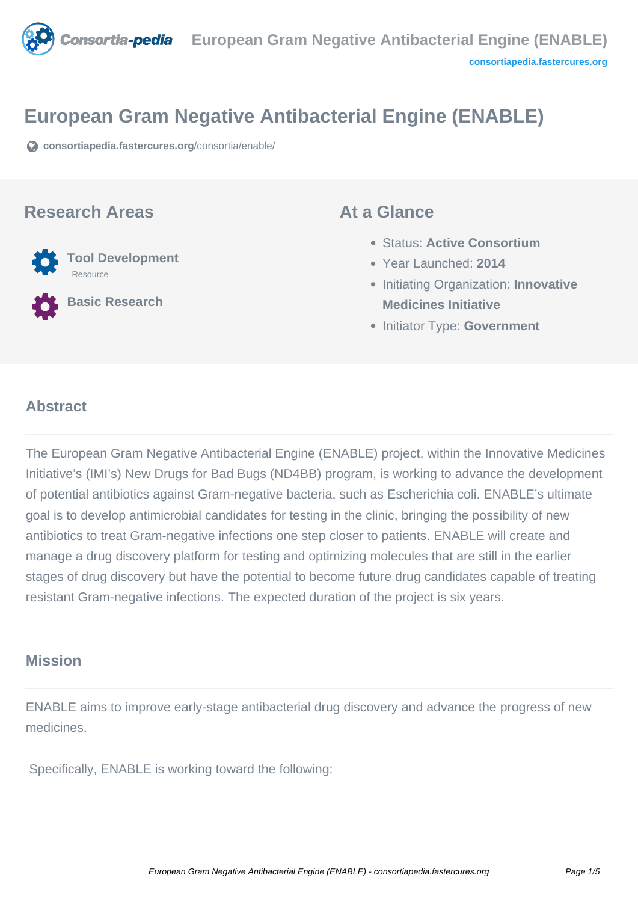# European Gram Negative Antibacterial Engine (ENABLE)

consortiapedia.fastercures.org/consortia/enable/

## Research Areas

**Tool Development**
Resource

**Basic Research**

## At a Glance

- Status: **Active Consortium**
- Year Launched: **2014**
- Initiating Organization: **Innovative Medicines Initiative**
- Initiator Type: **Government**

## Abstract

The European Gram Negative Antibacterial Engine (ENABLE) project, within the Innovative Medicines Initiative's (IMI's) New Drugs for Bad Bugs (ND4BB) program, is working to advance the development of potential antibiotics against Gram-negative bacteria, such as Escherichia coli. ENABLE's ultimate goal is to develop antimicrobial candidates for testing in the clinic, bringing the possibility of new antibiotics to treat Gram-negative infections one step closer to patients. ENABLE will create and manage a drug discovery platform for testing and optimizing molecules that are still in the earlier stages of drug discovery but have the potential to become future drug candidates capable of treating resistant Gram-negative infections. The expected duration of the project is six years.

## Mission

ENABLE aims to improve early-stage antibacterial drug discovery and advance the progress of new medicines.

Specifically, ENABLE is working toward the following: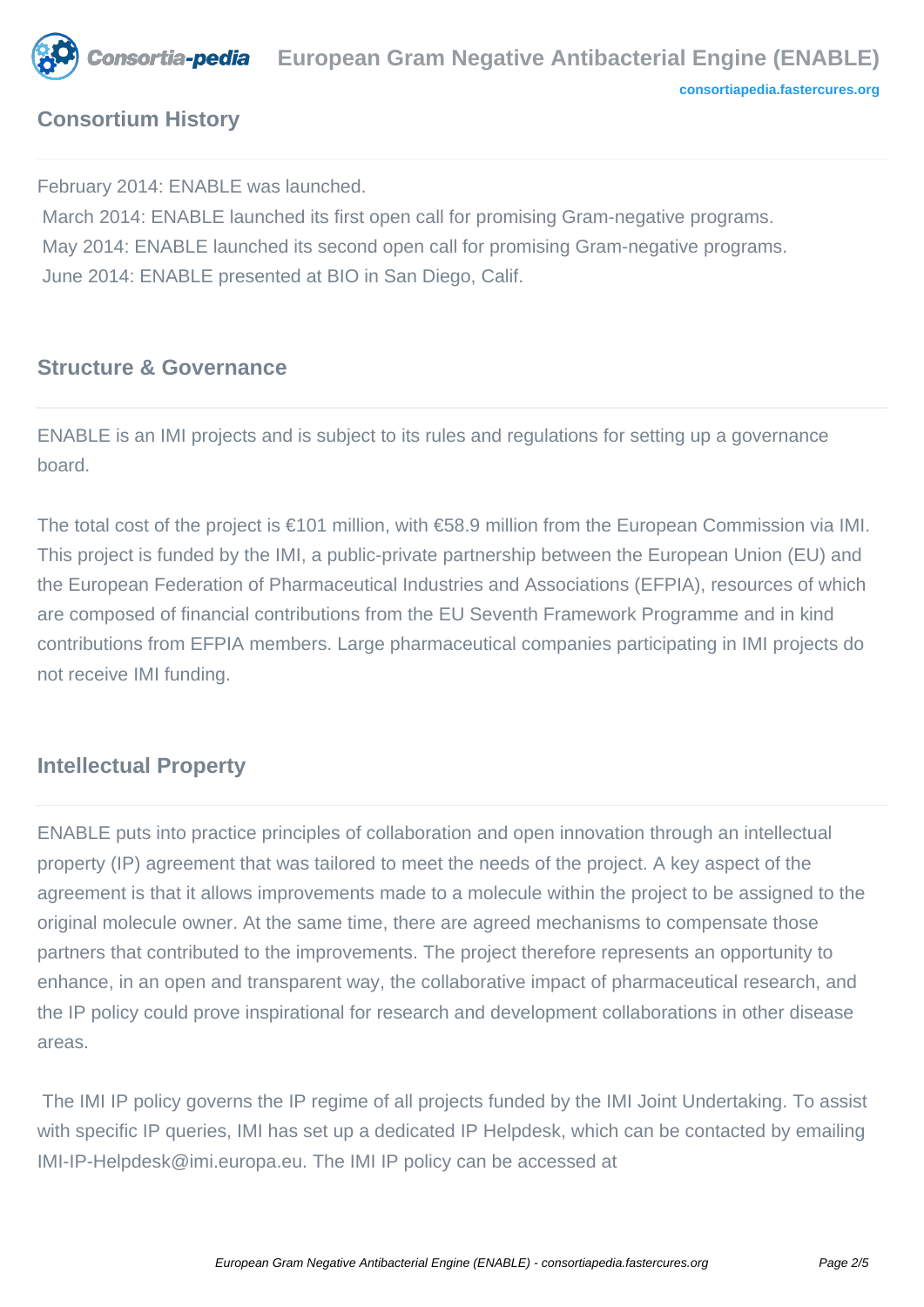## Consortium History

February 2014: ENABLE was launched.
March 2014: ENABLE launched its first open call for promising Gram-negative programs.
May 2014: ENABLE launched its second open call for promising Gram-negative programs.
June 2014: ENABLE presented at BIO in San Diego, Calif.

## Structure & Governance

ENABLE is an IMI projects and is subject to its rules and regulations for setting up a governance board.

The total cost of the project is €101 million, with €58.9 million from the European Commission via IMI. This project is funded by the IMI, a public-private partnership between the European Union (EU) and the European Federation of Pharmaceutical Industries and Associations (EFPIA), resources of which are composed of financial contributions from the EU Seventh Framework Programme and in kind contributions from EFPIA members. Large pharmaceutical companies participating in IMI projects do not receive IMI funding.

## Intellectual Property

ENABLE puts into practice principles of collaboration and open innovation through an intellectual property (IP) agreement that was tailored to meet the needs of the project. A key aspect of the agreement is that it allows improvements made to a molecule within the project to be assigned to the original molecule owner. At the same time, there are agreed mechanisms to compensate those partners that contributed to the improvements. The project therefore represents an opportunity to enhance, in an open and transparent way, the collaborative impact of pharmaceutical research, and the IP policy could prove inspirational for research and development collaborations in other disease areas.

The IMI IP policy governs the IP regime of all projects funded by the IMI Joint Undertaking. To assist with specific IP queries, IMI has set up a dedicated IP Helpdesk, which can be contacted by emailing IMI-IP-Helpdesk@imi.europa.eu. The IMI IP policy can be accessed at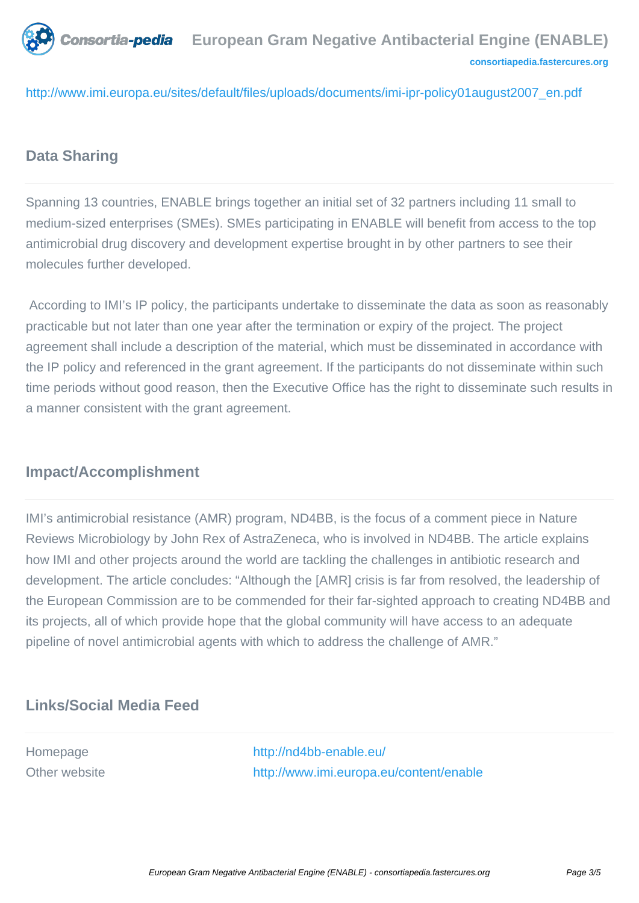http://www.imi.europa.eu/sites/default/files/uploads/documents/imi-ipr-policy01august2007_en.pdf

## Data Sharing

Spanning 13 countries, ENABLE brings together an initial set of 32 partners including 11 small to medium-sized enterprises (SMEs). SMEs participating in ENABLE will benefit from access to the top antimicrobial drug discovery and development expertise brought in by other partners to see their molecules further developed.

According to IMI's IP policy, the participants undertake to disseminate the data as soon as reasonably practicable but not later than one year after the termination or expiry of the project. The project agreement shall include a description of the material, which must be disseminated in accordance with the IP policy and referenced in the grant agreement. If the participants do not disseminate within such time periods without good reason, then the Executive Office has the right to disseminate such results in a manner consistent with the grant agreement.

## Impact/Accomplishment

IMI's antimicrobial resistance (AMR) program, ND4BB, is the focus of a comment piece in Nature Reviews Microbiology by John Rex of AstraZeneca, who is involved in ND4BB. The article explains how IMI and other projects around the world are tackling the challenges in antibiotic research and development. The article concludes: "Although the [AMR] crisis is far from resolved, the leadership of the European Commission are to be commended for their far-sighted approach to creating ND4BB and its projects, all of which provide hope that the global community will have access to an adequate pipeline of novel antimicrobial agents with which to address the challenge of AMR."

## Links/Social Media Feed

| | |
|---|---|
| Homepage | http://nd4bb-enable.eu/ |
| Other website | http://www.imi.europa.eu/content/enable |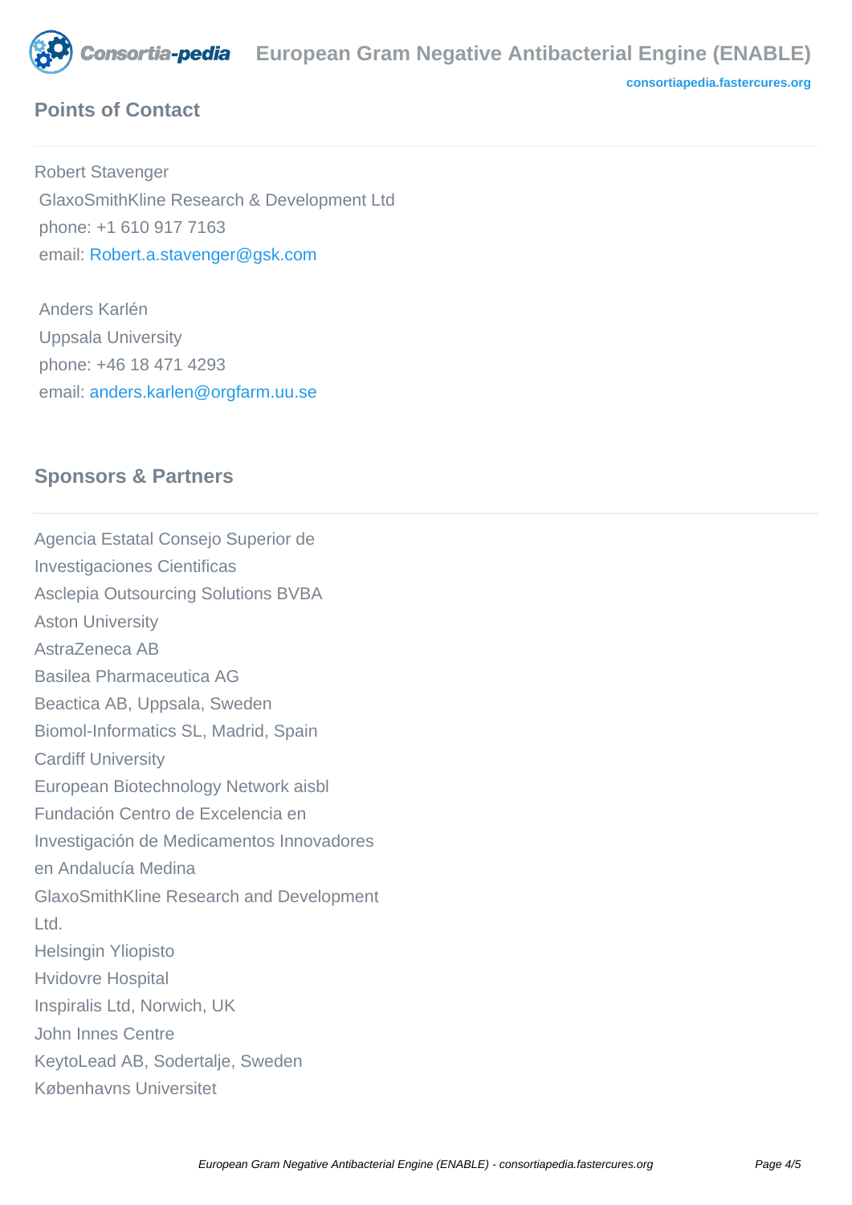## Points of Contact

Robert Stavenger
GlaxoSmithKline Research & Development Ltd
phone: +1 610 917 7163
email: Robert.a.stavenger@gsk.com

Anders Karlén
Uppsala University
phone: +46 18 471 4293
email: anders.karlen@orgfarm.uu.se

## Sponsors & Partners

Agencia Estatal Consejo Superior de Investigaciones Cientificas
Asclepia Outsourcing Solutions BVBA
Aston University
AstraZeneca AB
Basilea Pharmaceutica AG
Beactica AB, Uppsala, Sweden
Biomol-Informatics SL, Madrid, Spain
Cardiff University
European Biotechnology Network aisbl
Fundación Centro de Excelencia en Investigación de Medicamentos Innovadores en Andalucía Medina
GlaxoSmithKline Research and Development Ltd.
Helsingin Yliopisto
Hvidovre Hospital
Inspiralis Ltd, Norwich, UK
John Innes Centre
KeytoLead AB, Sodertalje, Sweden
Københavns Universitet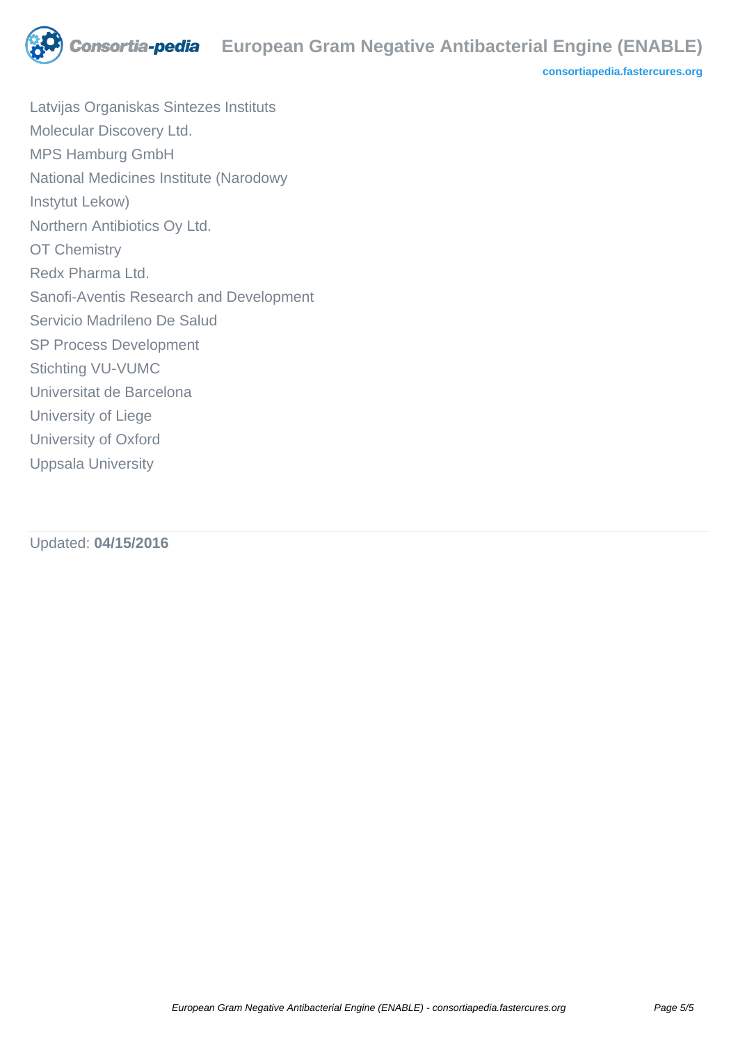Latvijas Organiskas Sintezes Instituts
Molecular Discovery Ltd.
MPS Hamburg GmbH
National Medicines Institute (Narodowy Instytut Lekow)
Northern Antibiotics Oy Ltd.
OT Chemistry
Redx Pharma Ltd.
Sanofi-Aventis Research and Development
Servicio Madrileno De Salud
SP Process Development
Stichting VU-VUMC
Universitat de Barcelona
University of Liege
University of Oxford
Uppsala University

Updated: **04/15/2016**